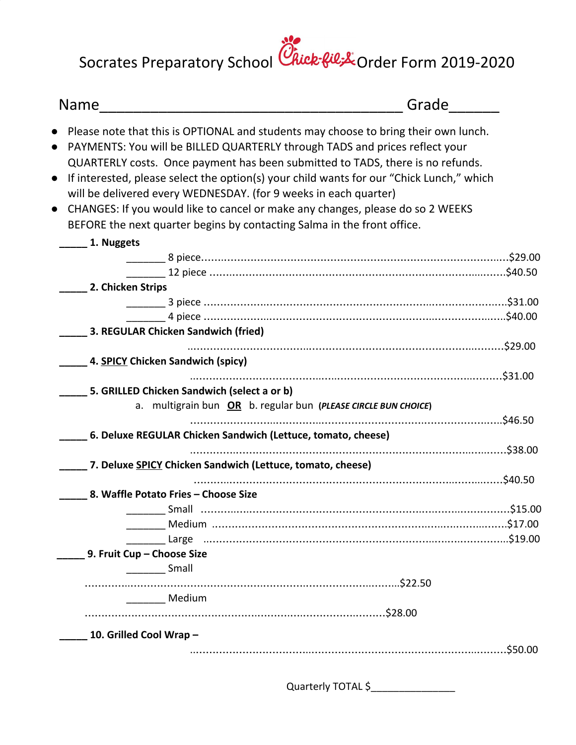# Socrates Preparatory School Chick-fil-A Order Form 2019-2020

Name______________________________________ Grade______

- Please note that this is OPTIONAL and students may choose to bring their own lunch.
- PAYMENTS: You will be BILLED QUARTERLY through TADS and prices reflect your QUARTERLY costs. Once payment has been submitted to TADS, there is no refunds.
- If interested, please select the option(s) your child wants for our "Chick Lunch," which will be delivered every WEDNESDAY. (for 9 weeks in each quarter)
- CHANGES: If you would like to cancel or make any changes, please do so 2 WEEKS BEFORE the next quarter begins by contacting Salma in the front office.

_____ **1. Nuggets**

_______ 8 piece..........................................................................................$29.00

_______ 12 piece ........................................................................................$40.50

_____ **2. Chicken Strips**

_______ 3 piece ..........................................................................................$31.00

_______ 4 piece ..........................................................................................$40.00

_____ **3. REGULAR Chicken Sandwich (fried)**

..............................................................................................$29.00

_____ **4. <u>SPICY</u> Chicken Sandwich (spicy)**

..............................................................................................$31.00

_____ **5. GRILLED Chicken Sandwich (select a or b)**

a. multigrain bun **<u>OR</u>** b. regular bun (***PLEASE CIRCLE BUN CHOICE***)

..............................................................................................$46.50

_____ **6. Deluxe REGULAR Chicken Sandwich (Lettuce, tomato, cheese)**

..............................................................................................$38.00

_____ **7. Deluxe <u>SPICY</u> Chicken Sandwich (Lettuce, tomato, cheese)**

..............................................................................................$40.50

_____ **8. Waffle Potato Fries – Choose Size**

_______ Small ..........................................................................................$15.00

_______ Medium ......................................................................................$17.00

_______ Large ..........................................................................................$19.00

_____ **9. Fruit Cup – Choose Size**

_______ Small

..............................................................................................$22.50

_______ Medium

..............................................................................................$28.00

_____ **10. Grilled Cool Wrap –**

..............................................................................................$50.00

Quarterly TOTAL $______________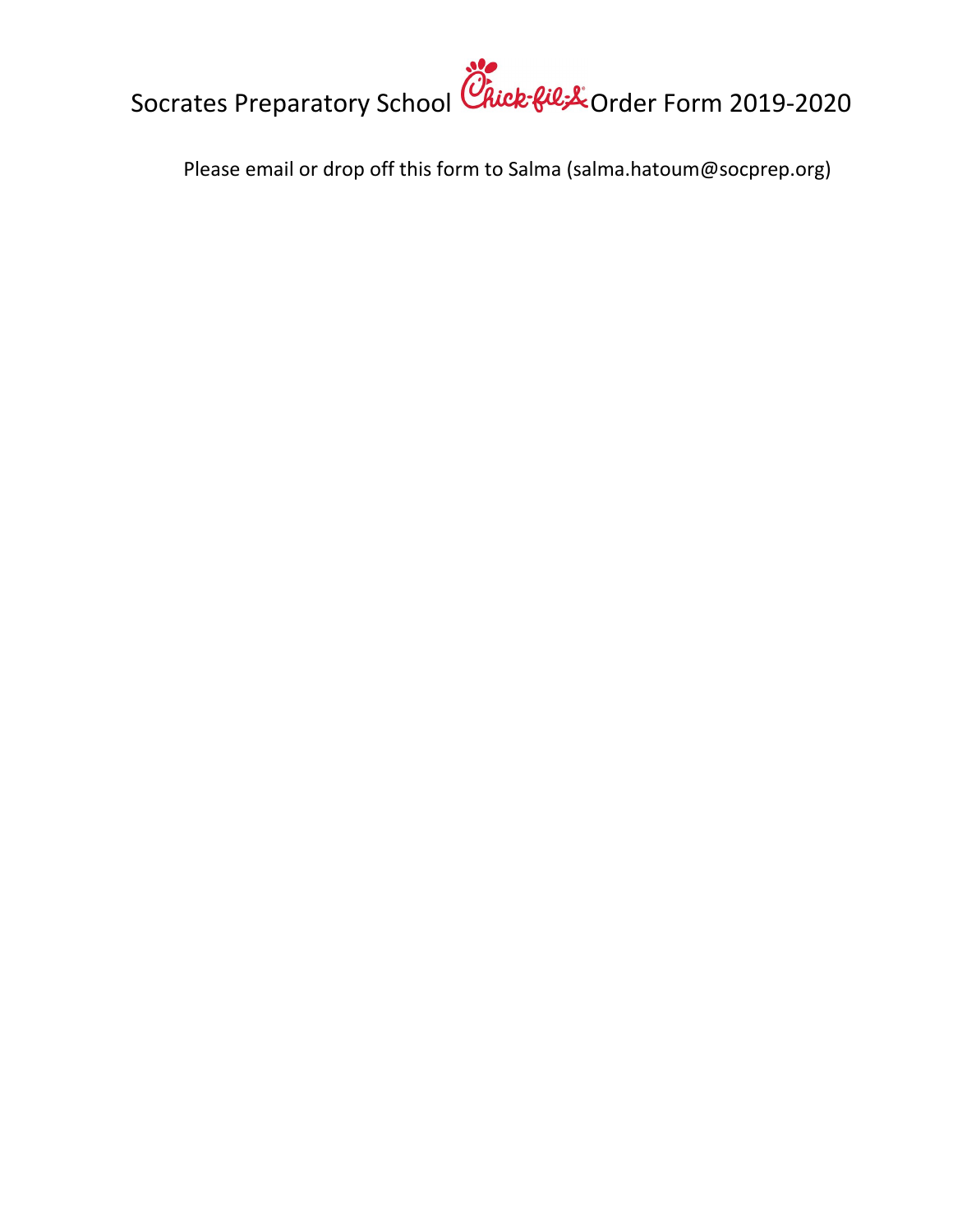# Socrates Preparatory School Chick-fil-A Order Form 2019-2020

Please email or drop off this form to Salma (salma.hatoum@socprep.org)